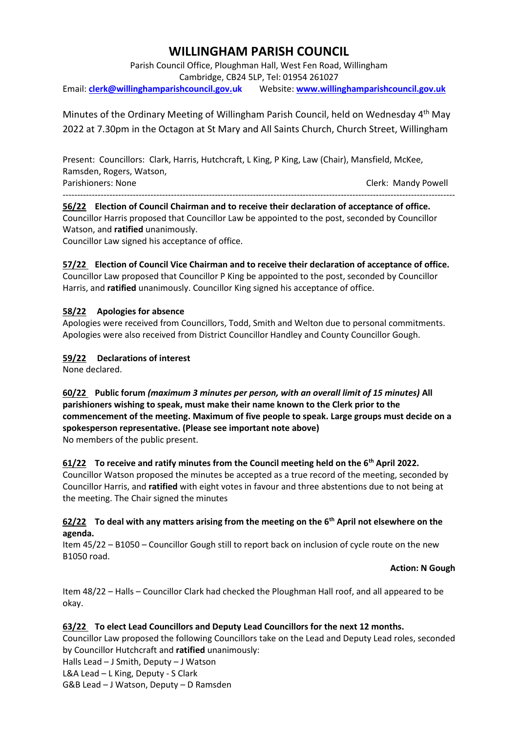# WILLINGHAM PARISH COUNCIL

Parish Council Office, Ploughman Hall, West Fen Road, Willingham
Cambridge, CB24 5LP, Tel: 01954 261027
Email: **clerk@willinghamparishcouncil.gov.uk** Website: **www.willinghamparishcouncil.gov.uk**

Minutes of the Ordinary Meeting of Willingham Parish Council, held on Wednesday 4th May 2022 at 7.30pm in the Octagon at St Mary and All Saints Church, Church Street, Willingham

Present: Councillors: Clark, Harris, Hutchcraft, L King, P King, Law (Chair), Mansfield, McKee, Ramsden, Rogers, Watson,
Parishioners: None
Clerk: Mandy Powell

---

**56/22 Election of Council Chairman and to receive their declaration of acceptance of office.**
Councillor Harris proposed that Councillor Law be appointed to the post, seconded by Councillor Watson, and **ratified** unanimously.
Councillor Law signed his acceptance of office.

**57/22 Election of Council Vice Chairman and to receive their declaration of acceptance of office.**
Councillor Law proposed that Councillor P King be appointed to the post, seconded by Councillor Harris, and **ratified** unanimously. Councillor King signed his acceptance of office.

**58/22 Apologies for absence**
Apologies were received from Councillors, Todd, Smith and Welton due to personal commitments. Apologies were also received from District Councillor Handley and County Councillor Gough.

**59/22 Declarations of interest**
None declared.

**60/22 Public forum** ***(maximum 3 minutes per person, with an overall limit of 15 minutes)*** **All parishioners wishing to speak, must make their name known to the Clerk prior to the commencement of the meeting. Maximum of five people to speak. Large groups must decide on a spokesperson representative. (Please see important note above)**
No members of the public present.

**61/22 To receive and ratify minutes from the Council meeting held on the 6th April 2022.**
Councillor Watson proposed the minutes be accepted as a true record of the meeting, seconded by Councillor Harris, and **ratified** with eight votes in favour and three abstentions due to not being at the meeting. The Chair signed the minutes

**62/22 To deal with any matters arising from the meeting on the 6th April not elsewhere on the agenda.**
Item 45/22 – B1050 – Councillor Gough still to report back on inclusion of cycle route on the new B1050 road.

**Action: N Gough**

Item 48/22 – Halls – Councillor Clark had checked the Ploughman Hall roof, and all appeared to be okay.

**63/22 To elect Lead Councillors and Deputy Lead Councillors for the next 12 months.**
Councillor Law proposed the following Councillors take on the Lead and Deputy Lead roles, seconded by Councillor Hutchcraft and **ratified** unanimously:
Halls Lead – J Smith, Deputy – J Watson
L&A Lead – L King, Deputy - S Clark
G&B Lead – J Watson, Deputy – D Ramsden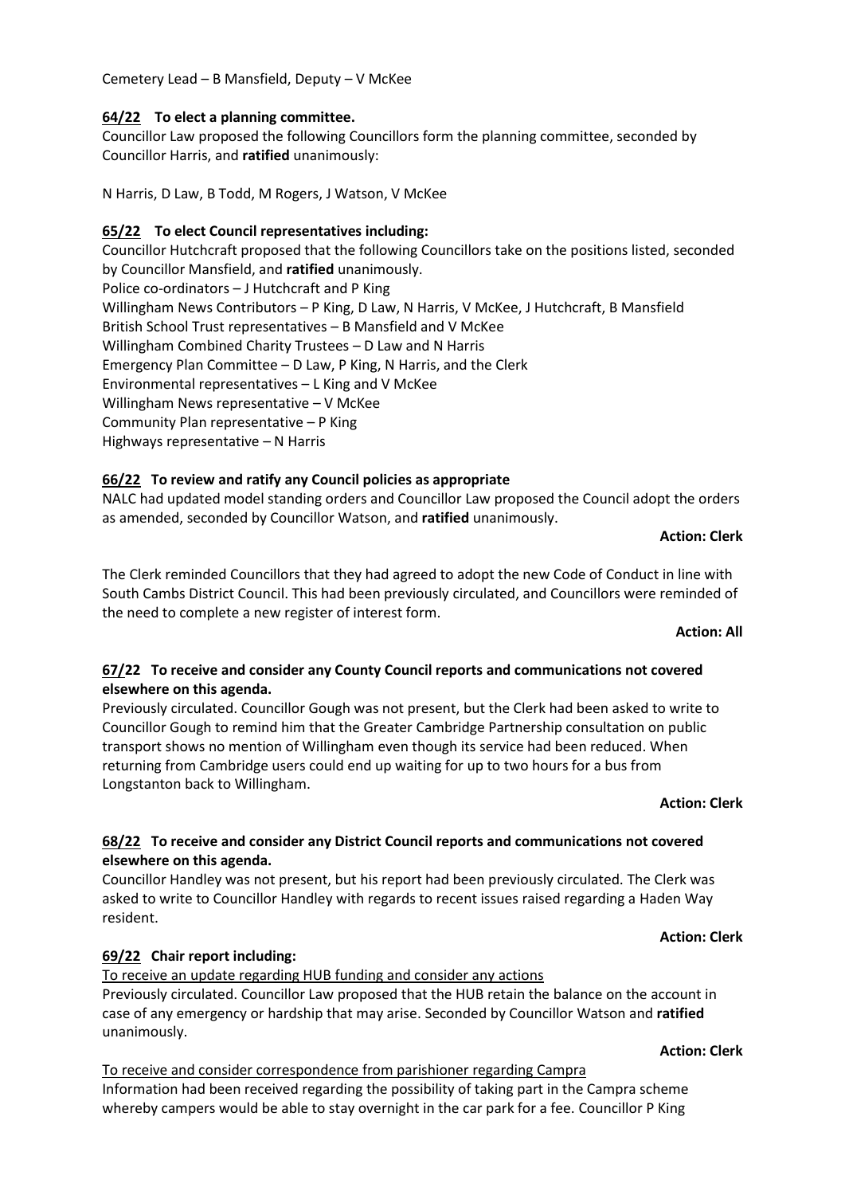Cemetery Lead – B Mansfield, Deputy – V McKee

**64/22 To elect a planning committee.**

Councillor Law proposed the following Councillors form the planning committee, seconded by Councillor Harris, and **ratified** unanimously:

N Harris, D Law, B Todd, M Rogers, J Watson, V McKee

**65/22 To elect Council representatives including:**

Councillor Hutchcraft proposed that the following Councillors take on the positions listed, seconded by Councillor Mansfield, and **ratified** unanimously.

Police co-ordinators – J Hutchcraft and P King
Willingham News Contributors – P King, D Law, N Harris, V McKee, J Hutchcraft, B Mansfield
British School Trust representatives – B Mansfield and V McKee
Willingham Combined Charity Trustees – D Law and N Harris
Emergency Plan Committee – D Law, P King, N Harris, and the Clerk
Environmental representatives – L King and V McKee
Willingham News representative – V McKee
Community Plan representative – P King
Highways representative – N Harris

**66/22 To review and ratify any Council policies as appropriate**

NALC had updated model standing orders and Councillor Law proposed the Council adopt the orders as amended, seconded by Councillor Watson, and **ratified** unanimously.

**Action: Clerk**

The Clerk reminded Councillors that they had agreed to adopt the new Code of Conduct in line with South Cambs District Council. This had been previously circulated, and Councillors were reminded of the need to complete a new register of interest form.

**Action: All**

**67/22 To receive and consider any County Council reports and communications not covered elsewhere on this agenda.**

Previously circulated. Councillor Gough was not present, but the Clerk had been asked to write to Councillor Gough to remind him that the Greater Cambridge Partnership consultation on public transport shows no mention of Willingham even though its service had been reduced. When returning from Cambridge users could end up waiting for up to two hours for a bus from Longstanton back to Willingham.

**Action: Clerk**

**68/22 To receive and consider any District Council reports and communications not covered elsewhere on this agenda.**

Councillor Handley was not present, but his report had been previously circulated. The Clerk was asked to write to Councillor Handley with regards to recent issues raised regarding a Haden Way resident.

**Action: Clerk**

**69/22 Chair report including:**

To receive an update regarding HUB funding and consider any actions

Previously circulated. Councillor Law proposed that the HUB retain the balance on the account in case of any emergency or hardship that may arise. Seconded by Councillor Watson and **ratified** unanimously.

**Action: Clerk**

To receive and consider correspondence from parishioner regarding Campra

Information had been received regarding the possibility of taking part in the Campra scheme whereby campers would be able to stay overnight in the car park for a fee. Councillor P King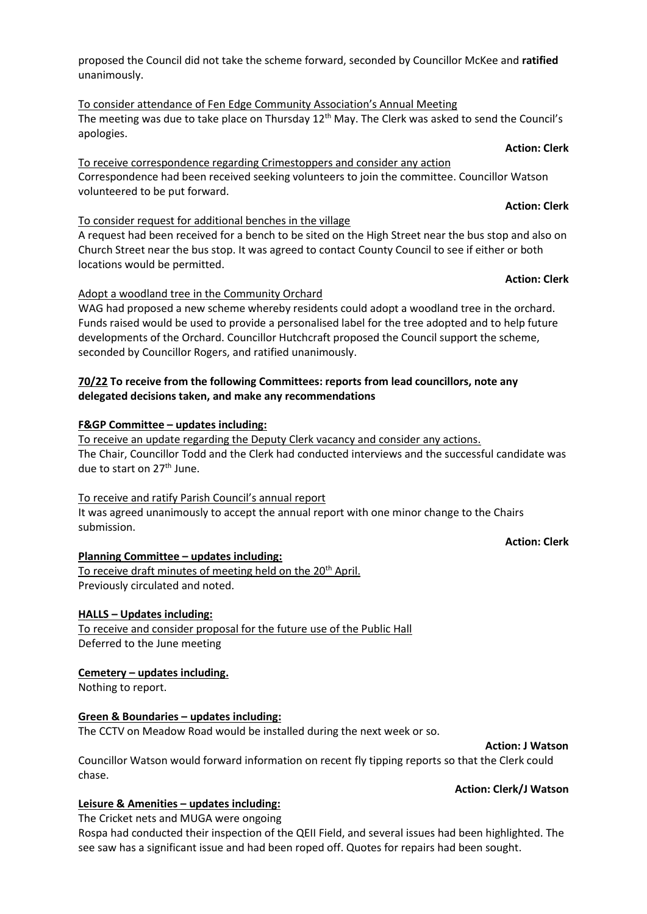proposed the Council did not take the scheme forward, seconded by Councillor McKee and **ratified** unanimously.

To consider attendance of Fen Edge Community Association's Annual Meeting

The meeting was due to take place on Thursday 12th May. The Clerk was asked to send the Council's apologies.

**Action: Clerk**

To receive correspondence regarding Crimestoppers and consider any action

Correspondence had been received seeking volunteers to join the committee. Councillor Watson volunteered to be put forward.

**Action: Clerk**

To consider request for additional benches in the village

A request had been received for a bench to be sited on the High Street near the bus stop and also on Church Street near the bus stop. It was agreed to contact County Council to see if either or both locations would be permitted.

**Action: Clerk**

Adopt a woodland tree in the Community Orchard

WAG had proposed a new scheme whereby residents could adopt a woodland tree in the orchard. Funds raised would be used to provide a personalised label for the tree adopted and to help future developments of the Orchard. Councillor Hutchcraft proposed the Council support the scheme, seconded by Councillor Rogers, and ratified unanimously.

**70/22 To receive from the following Committees: reports from lead councillors, note any delegated decisions taken, and make any recommendations**

**F&GP Committee – updates including:**

To receive an update regarding the Deputy Clerk vacancy and consider any actions.

The Chair, Councillor Todd and the Clerk had conducted interviews and the successful candidate was due to start on 27th June.

To receive and ratify Parish Council's annual report

It was agreed unanimously to accept the annual report with one minor change to the Chairs submission.

**Action: Clerk**

**Planning Committee – updates including:**

To receive draft minutes of meeting held on the 20th April.

Previously circulated and noted.

**HALLS – Updates including:**

To receive and consider proposal for the future use of the Public Hall

Deferred to the June meeting

**Cemetery – updates including.**

Nothing to report.

**Green & Boundaries – updates including:**

The CCTV on Meadow Road would be installed during the next week or so.

**Action: J Watson**

Councillor Watson would forward information on recent fly tipping reports so that the Clerk could chase.

**Action: Clerk/J Watson**

**Leisure & Amenities – updates including:**

The Cricket nets and MUGA were ongoing

Rospa had conducted their inspection of the QEII Field, and several issues had been highlighted. The see saw has a significant issue and had been roped off. Quotes for repairs had been sought.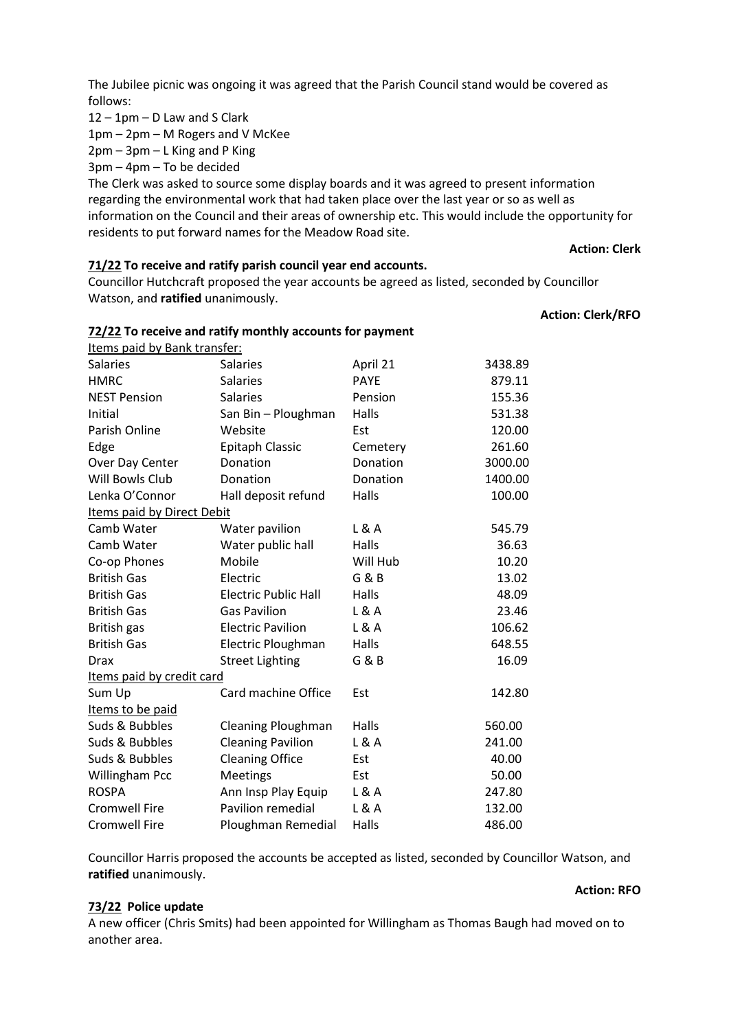The Jubilee picnic was ongoing it was agreed that the Parish Council stand would be covered as follows:

12 – 1pm – D Law and S Clark
1pm – 2pm – M Rogers and V McKee
2pm – 3pm – L King and P King
3pm – 4pm – To be decided

The Clerk was asked to source some display boards and it was agreed to present information regarding the environmental work that had taken place over the last year or so as well as information on the Council and their areas of ownership etc. This would include the opportunity for residents to put forward names for the Meadow Road site.

**Action: Clerk**

**71/22 To receive and ratify parish council year end accounts.**

Councillor Hutchcraft proposed the year accounts be agreed as listed, seconded by Councillor Watson, and **ratified** unanimously.

**Action: Clerk/RFO**

**72/22 To receive and ratify monthly accounts for payment**

| Items paid by Bank transfer: | | | |
|---|---|---|---|
| Salaries | Salaries | April 21 | 3438.89 |
| HMRC | Salaries | PAYE | 879.11 |
| NEST Pension | Salaries | Pension | 155.36 |
| Initial | San Bin – Ploughman | Halls | 531.38 |
| Parish Online | Website | Est | 120.00 |
| Edge | Epitaph Classic | Cemetery | 261.60 |
| Over Day Center | Donation | Donation | 3000.00 |
| Will Bowls Club | Donation | Donation | 1400.00 |
| Lenka O'Connor | Hall deposit refund | Halls | 100.00 |
| Items paid by Direct Debit | | | |
| Camb Water | Water pavilion | L & A | 545.79 |
| Camb Water | Water public hall | Halls | 36.63 |
| Co-op Phones | Mobile | Will Hub | 10.20 |
| British Gas | Electric | G & B | 13.02 |
| British Gas | Electric Public Hall | Halls | 48.09 |
| British Gas | Gas Pavilion | L & A | 23.46 |
| British gas | Electric Pavilion | L & A | 106.62 |
| British Gas | Electric Ploughman | Halls | 648.55 |
| Drax | Street Lighting | G & B | 16.09 |
| Items paid by credit card | | | |
| Sum Up | Card machine Office | Est | 142.80 |
| Items to be paid | | | |
| Suds & Bubbles | Cleaning Ploughman | Halls | 560.00 |
| Suds & Bubbles | Cleaning Pavilion | L & A | 241.00 |
| Suds & Bubbles | Cleaning Office | Est | 40.00 |
| Willingham Pcc | Meetings | Est | 50.00 |
| ROSPA | Ann Insp Play Equip | L & A | 247.80 |
| Cromwell Fire | Pavilion remedial | L & A | 132.00 |
| Cromwell Fire | Ploughman Remedial | Halls | 486.00 |

Councillor Harris proposed the accounts be accepted as listed, seconded by Councillor Watson, and **ratified** unanimously.

**Action: RFO**

**73/22 Police update**

A new officer (Chris Smits) had been appointed for Willingham as Thomas Baugh had moved on to another area.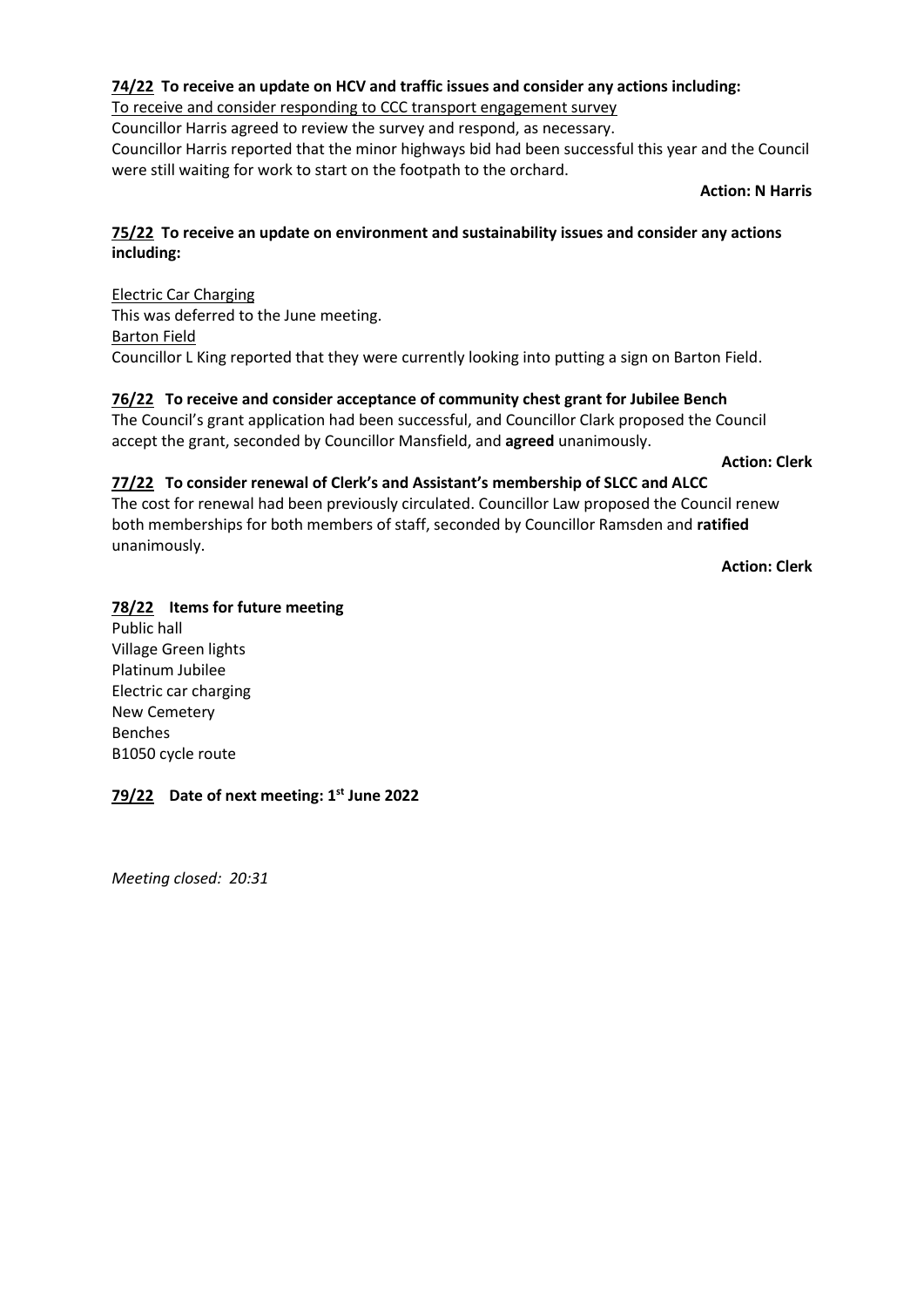**74/22 To receive an update on HCV and traffic issues and consider any actions including:**

To receive and consider responding to CCC transport engagement survey

Councillor Harris agreed to review the survey and respond, as necessary.

Councillor Harris reported that the minor highways bid had been successful this year and the Council were still waiting for work to start on the footpath to the orchard.

**Action: N Harris**

**75/22 To receive an update on environment and sustainability issues and consider any actions including:**

Electric Car Charging

This was deferred to the June meeting.

Barton Field

Councillor L King reported that they were currently looking into putting a sign on Barton Field.

**76/22 To receive and consider acceptance of community chest grant for Jubilee Bench**

The Council's grant application had been successful, and Councillor Clark proposed the Council accept the grant, seconded by Councillor Mansfield, and **agreed** unanimously.

**Action: Clerk**

**77/22 To consider renewal of Clerk's and Assistant's membership of SLCC and ALCC**

The cost for renewal had been previously circulated. Councillor Law proposed the Council renew both memberships for both members of staff, seconded by Councillor Ramsden and **ratified** unanimously.

**Action: Clerk**

**78/22 Items for future meeting**

Public hall
Village Green lights
Platinum Jubilee
Electric car charging
New Cemetery
Benches
B1050 cycle route

**79/22 Date of next meeting: 1st June 2022**

*Meeting closed: 20:31*